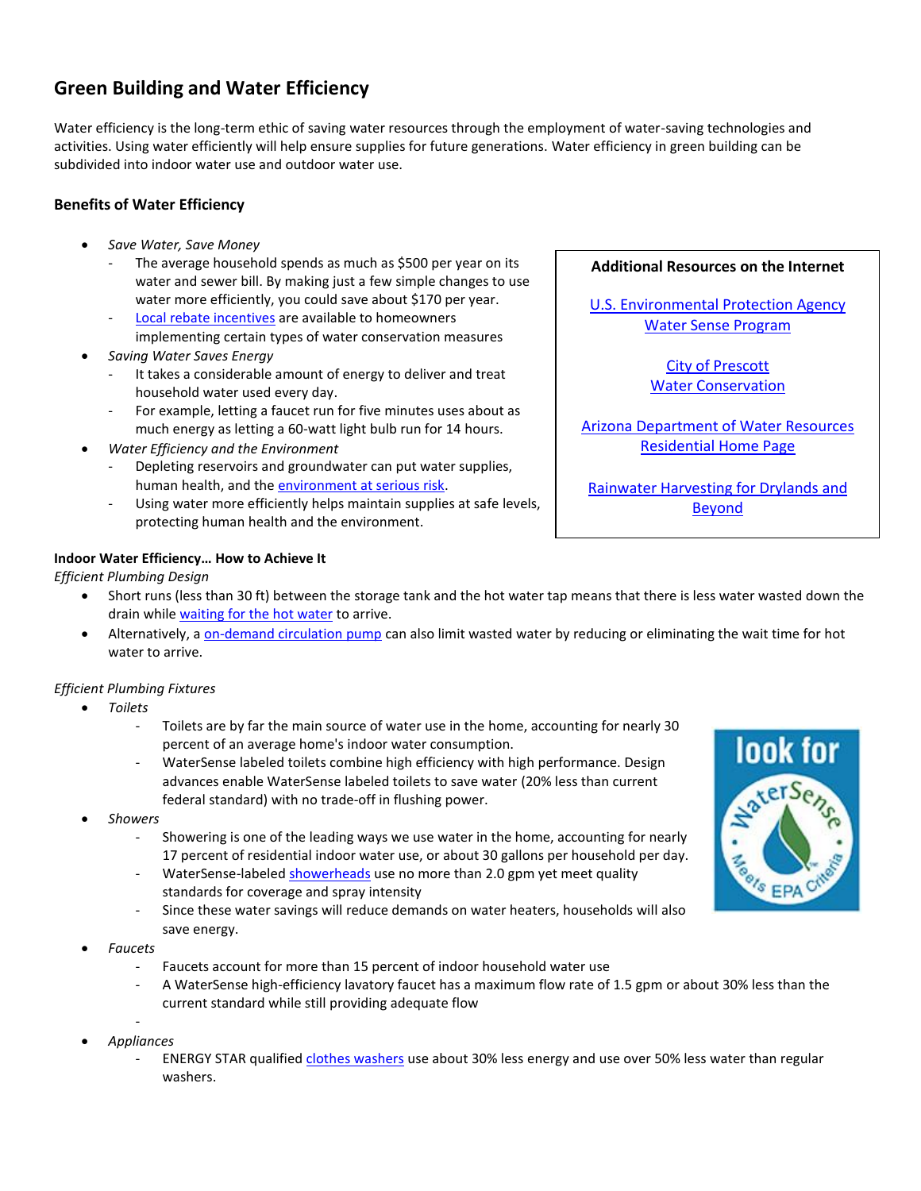# Green Building and Water Efficiency

Water efficiency is the long-term ethic of saving water resources through the employment of water-saving technologies and activities. Using water efficiently will help ensure supplies for future generations. Water efficiency in green building can be subdivided into indoor water use and outdoor water use.

## Benefits of Water Efficiency

- *Save Water, Save Money*
  - The average household spends as much as $500 per year on its water and sewer bill. By making just a few simple changes to use water more efficiently, you could save about $170 per year.
  - Local rebate incentives are available to homeowners implementing certain types of water conservation measures
- *Saving Water Saves Energy*
  - It takes a considerable amount of energy to deliver and treat household water used every day.
  - For example, letting a faucet run for five minutes uses about as much energy as letting a 60-watt light bulb run for 14 hours.
- *Water Efficiency and the Environment*
  - Depleting reservoirs and groundwater can put water supplies, human health, and the environment at serious risk.
  - Using water more efficiently helps maintain supplies at safe levels, protecting human health and the environment.

**Additional Resources on the Internet**

U.S. Environmental Protection Agency Water Sense Program

City of Prescott Water Conservation

Arizona Department of Water Resources Residential Home Page

Rainwater Harvesting for Drylands and Beyond

### Indoor Water Efficiency… How to Achieve It

*Efficient Plumbing Design*

- Short runs (less than 30 ft) between the storage tank and the hot water tap means that there is less water wasted down the drain while waiting for the hot water to arrive.
- Alternatively, a on-demand circulation pump can also limit wasted water by reducing or eliminating the wait time for hot water to arrive.

*Efficient Plumbing Fixtures*

- *Toilets*
  - Toilets are by far the main source of water use in the home, accounting for nearly 30 percent of an average home's indoor water consumption.
  - WaterSense labeled toilets combine high efficiency with high performance. Design advances enable WaterSense labeled toilets to save water (20% less than current federal standard) with no trade-off in flushing power.
- *Showers*
  - Showering is one of the leading ways we use water in the home, accounting for nearly 17 percent of residential indoor water use, or about 30 gallons per household per day.
  - WaterSense-labeled showerheads use no more than 2.0 gpm yet meet quality standards for coverage and spray intensity
  - Since these water savings will reduce demands on water heaters, households will also save energy.
- *Faucets*
  - Faucets account for more than 15 percent of indoor household water use
  - A WaterSense high-efficiency lavatory faucet has a maximum flow rate of 1.5 gpm or about 30% less than the current standard while still providing adequate flow
- *Appliances*
  - ENERGY STAR qualified clothes washers use about 30% less energy and use over 50% less water than regular washers.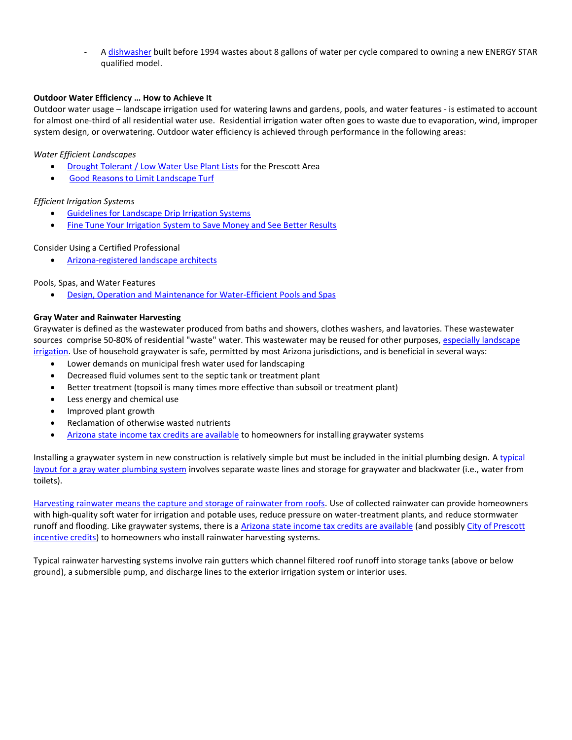- A dishwasher built before 1994 wastes about 8 gallons of water per cycle compared to owning a new ENERGY STAR qualified model.

**Outdoor Water Efficiency … How to Achieve It**

Outdoor water usage – landscape irrigation used for watering lawns and gardens, pools, and water features - is estimated to account for almost one-third of all residential water use. Residential irrigation water often goes to waste due to evaporation, wind, improper system design, or overwatering. Outdoor water efficiency is achieved through performance in the following areas:

*Water Efficient Landscapes*

- Drought Tolerant / Low Water Use Plant Lists for the Prescott Area
- Good Reasons to Limit Landscape Turf

*Efficient Irrigation Systems*

- Guidelines for Landscape Drip Irrigation Systems
- Fine Tune Your Irrigation System to Save Money and See Better Results

Consider Using a Certified Professional

- Arizona-registered landscape architects

Pools, Spas, and Water Features

- Design, Operation and Maintenance for Water-Efficient Pools and Spas

**Gray Water and Rainwater Harvesting**

Graywater is defined as the wastewater produced from baths and showers, clothes washers, and lavatories. These wastewater sources comprise 50-80% of residential "waste" water. This wastewater may be reused for other purposes, especially landscape irrigation. Use of household graywater is safe, permitted by most Arizona jurisdictions, and is beneficial in several ways:

- Lower demands on municipal fresh water used for landscaping
- Decreased fluid volumes sent to the septic tank or treatment plant
- Better treatment (topsoil is many times more effective than subsoil or treatment plant)
- Less energy and chemical use
- Improved plant growth
- Reclamation of otherwise wasted nutrients
- Arizona state income tax credits are available to homeowners for installing graywater systems

Installing a graywater system in new construction is relatively simple but must be included in the initial plumbing design. A typical layout for a gray water plumbing system involves separate waste lines and storage for graywater and blackwater (i.e., water from toilets).

Harvesting rainwater means the capture and storage of rainwater from roofs. Use of collected rainwater can provide homeowners with high-quality soft water for irrigation and potable uses, reduce pressure on water-treatment plants, and reduce stormwater runoff and flooding. Like graywater systems, there is a Arizona state income tax credits are available (and possibly City of Prescott incentive credits) to homeowners who install rainwater harvesting systems.

Typical rainwater harvesting systems involve rain gutters which channel filtered roof runoff into storage tanks (above or below ground), a submersible pump, and discharge lines to the exterior irrigation system or interior uses.